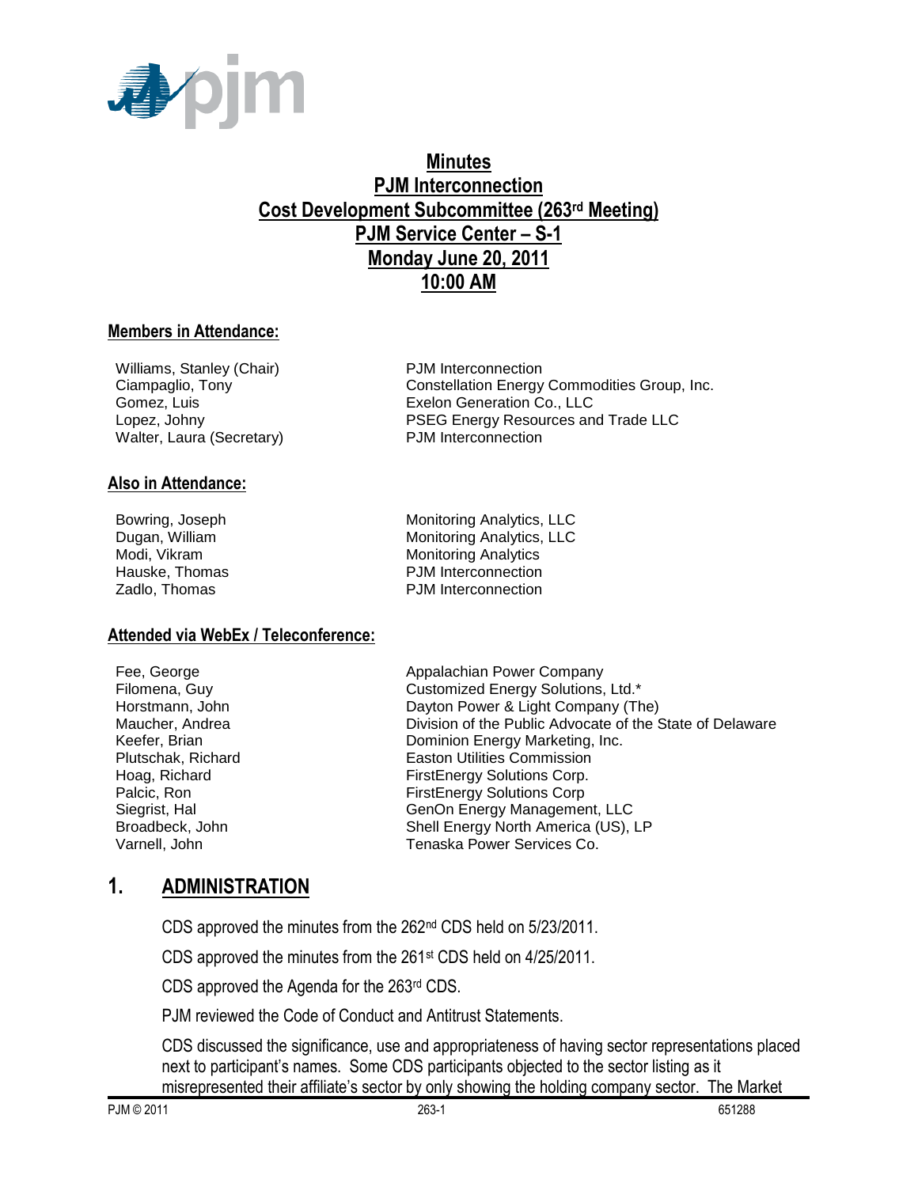# Minutes
# PJM Interconnection
# Cost Development Subcommittee (263rd Meeting)
# PJM Service Center – S-1
# Monday June 20, 2011
# 10:00 AM

## Members in Attendance:

| | |
|---|---|
| Williams, Stanley (Chair) | PJM Interconnection |
| Ciampaglio, Tony | Constellation Energy Commodities Group, Inc. |
| Gomez, Luis | Exelon Generation Co., LLC |
| Lopez, Johny | PSEG Energy Resources and Trade LLC |
| Walter, Laura (Secretary) | PJM Interconnection |

## Also in Attendance:

| | |
|---|---|
| Bowring, Joseph | Monitoring Analytics, LLC |
| Dugan, William | Monitoring Analytics, LLC |
| Modi, Vikram | Monitoring Analytics |
| Hauske, Thomas | PJM Interconnection |
| Zadlo, Thomas | PJM Interconnection |

## Attended via WebEx / Teleconference:

| | |
|---|---|
| Fee, George | Appalachian Power Company |
| Filomena, Guy | Customized Energy Solutions, Ltd.* |
| Horstmann, John | Dayton Power & Light Company (The) |
| Maucher, Andrea | Division of the Public Advocate of the State of Delaware |
| Keefer, Brian | Dominion Energy Marketing, Inc. |
| Plutschak, Richard | Easton Utilities Commission |
| Hoag, Richard | FirstEnergy Solutions Corp. |
| Palcic, Ron | FirstEnergy Solutions Corp |
| Siegrist, Hal | GenOn Energy Management, LLC |
| Broadbeck, John | Shell Energy North America (US), LP |
| Varnell, John | Tenaska Power Services Co. |

## 1. ADMINISTRATION

CDS approved the minutes from the 262nd CDS held on 5/23/2011.

CDS approved the minutes from the 261st CDS held on 4/25/2011.

CDS approved the Agenda for the 263rd CDS.

PJM reviewed the Code of Conduct and Antitrust Statements.

CDS discussed the significance, use and appropriateness of having sector representations placed next to participant's names. Some CDS participants objected to the sector listing as it misrepresented their affiliate's sector by only showing the holding company sector. The Market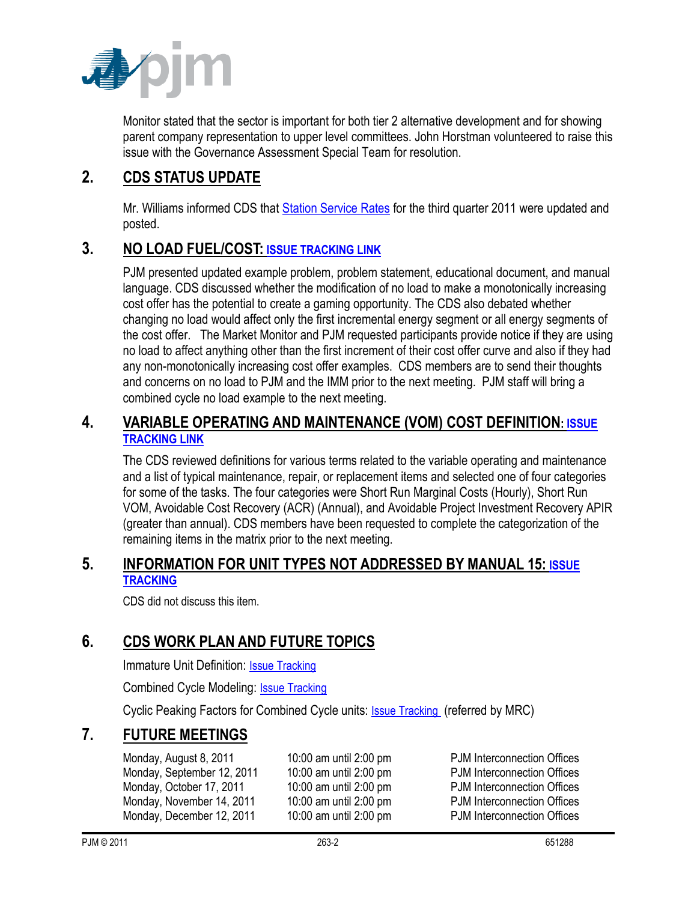Monitor stated that the sector is important for both tier 2 alternative development and for showing parent company representation to upper level committees. John Horstman volunteered to raise this issue with the Governance Assessment Special Team for resolution.

## 2. CDS STATUS UPDATE

Mr. Williams informed CDS that Station Service Rates for the third quarter 2011 were updated and posted.

## 3. NO LOAD FUEL/COST: ISSUE TRACKING LINK

PJM presented updated example problem, problem statement, educational document, and manual language. CDS discussed whether the modification of no load to make a monotonically increasing cost offer has the potential to create a gaming opportunity. The CDS also debated whether changing no load would affect only the first incremental energy segment or all energy segments of the cost offer. The Market Monitor and PJM requested participants provide notice if they are using no load to affect anything other than the first increment of their cost offer curve and also if they had any non-monotonically increasing cost offer examples. CDS members are to send their thoughts and concerns on no load to PJM and the IMM prior to the next meeting. PJM staff will bring a combined cycle no load example to the next meeting.

## 4. VARIABLE OPERATING AND MAINTENANCE (VOM) COST DEFINITION: ISSUE TRACKING LINK

The CDS reviewed definitions for various terms related to the variable operating and maintenance and a list of typical maintenance, repair, or replacement items and selected one of four categories for some of the tasks. The four categories were Short Run Marginal Costs (Hourly), Short Run VOM, Avoidable Cost Recovery (ACR) (Annual), and Avoidable Project Investment Recovery APIR (greater than annual). CDS members have been requested to complete the categorization of the remaining items in the matrix prior to the next meeting.

## 5. INFORMATION FOR UNIT TYPES NOT ADDRESSED BY MANUAL 15: ISSUE TRACKING

CDS did not discuss this item.

## 6. CDS WORK PLAN AND FUTURE TOPICS

Immature Unit Definition: Issue Tracking

Combined Cycle Modeling: Issue Tracking

Cyclic Peaking Factors for Combined Cycle units: Issue Tracking (referred by MRC)

## 7. FUTURE MEETINGS

| | | |
|---|---|---|
| Monday, August 8, 2011 | 10:00 am until 2:00 pm | PJM Interconnection Offices |
| Monday, September 12, 2011 | 10:00 am until 2:00 pm | PJM Interconnection Offices |
| Monday, October 17, 2011 | 10:00 am until 2:00 pm | PJM Interconnection Offices |
| Monday, November 14, 2011 | 10:00 am until 2:00 pm | PJM Interconnection Offices |
| Monday, December 12, 2011 | 10:00 am until 2:00 pm | PJM Interconnection Offices |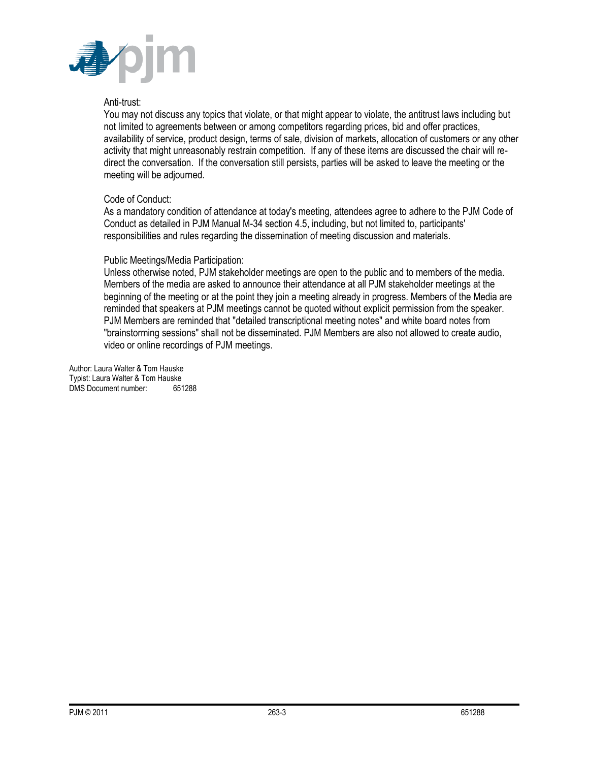Anti-trust:
You may not discuss any topics that violate, or that might appear to violate, the antitrust laws including but not limited to agreements between or among competitors regarding prices, bid and offer practices, availability of service, product design, terms of sale, division of markets, allocation of customers or any other activity that might unreasonably restrain competition. If any of these items are discussed the chair will re-direct the conversation. If the conversation still persists, parties will be asked to leave the meeting or the meeting will be adjourned.

Code of Conduct:
As a mandatory condition of attendance at today's meeting, attendees agree to adhere to the PJM Code of Conduct as detailed in PJM Manual M-34 section 4.5, including, but not limited to, participants' responsibilities and rules regarding the dissemination of meeting discussion and materials.

Public Meetings/Media Participation:
Unless otherwise noted, PJM stakeholder meetings are open to the public and to members of the media. Members of the media are asked to announce their attendance at all PJM stakeholder meetings at the beginning of the meeting or at the point they join a meeting already in progress. Members of the Media are reminded that speakers at PJM meetings cannot be quoted without explicit permission from the speaker. PJM Members are reminded that "detailed transcriptional meeting notes" and white board notes from "brainstorming sessions" shall not be disseminated. PJM Members are also not allowed to create audio, video or online recordings of PJM meetings.

Author: Laura Walter & Tom Hauske
Typist: Laura Walter & Tom Hauske
DMS Document number: 651288